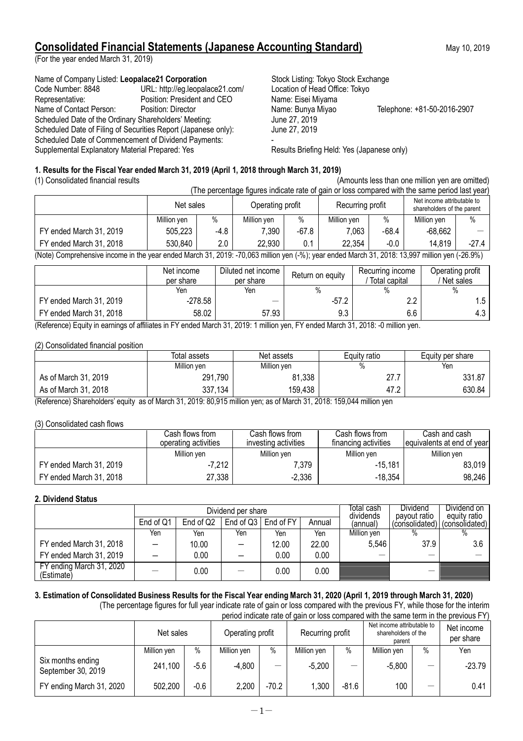# Consolidated Financial Statements (Japanese Accounting Standard)

May 10, 2019

(For the year ended March 31, 2019)

Name of Company Listed: **Leopalace21 Corporation** Stock Listing: Tokyo Stock Exchange
Code Number: 8848 URL: http://eg.leopalace21.com/ Location of Head Office: Tokyo
Representative: Position: President and CEO Name: Eisei Miyama
Name of Contact Person: Position: Director Name: Bunya Miyao Telephone: +81-50-2016-2907
Scheduled Date of the Ordinary Shareholders' Meeting: June 27, 2019
Scheduled Date of Filing of Securities Report (Japanese only): June 27, 2019
Scheduled Date of Commencement of Dividend Payments: -
Supplemental Explanatory Material Prepared: Yes Results Briefing Held: Yes (Japanese only)

### 1. Results for the Fiscal Year ended March 31, 2019 (April 1, 2018 through March 31, 2019)

(1) Consolidated financial results (Amounts less than one million yen are omitted)

(The percentage figures indicate rate of gain or loss compared with the same period last year)

| | Net sales | | Operating profit | | Recurring profit | | Net income attributable to shareholders of the parent | |
|---|---|---|---|---|---|---|---|---|
| | Million yen | % | Million yen | % | Million yen | % | Million yen | % |
| FY ended March 31, 2019 | 505,223 | -4.8 | 7,390 | -67.8 | 7,063 | -68.4 | -68,662 | ― |
| FY ended March 31, 2018 | 530,840 | 2.0 | 22,930 | 0.1 | 22,354 | -0.0 | 14,819 | -27.4 |

(Note) Comprehensive income in the year ended March 31, 2019: -70,063 million yen (-%); year ended March 31, 2018: 13,997 million yen (-26.9%)

| | Net income per share | Diluted net income per share | Return on equity | Recurring income / Total capital | Operating profit / Net sales |
|---|---|---|---|---|---|
| | Yen | Yen | % | % | % |
| FY ended March 31, 2019 | -278.58 | ― | -57.2 | 2.2 | 1.5 |
| FY ended March 31, 2018 | 58.02 | 57.93 | 9.3 | 6.6 | 4.3 |

(Reference) Equity in earnings of affiliates in FY ended March 31, 2019: 1 million yen, FY ended March 31, 2018: -0 million yen.

(2) Consolidated financial position

| | Total assets | Net assets | Equity ratio | Equity per share |
|---|---|---|---|---|
| | Million yen | Million yen | % | Yen |
| As of March 31, 2019 | 291,790 | 81,338 | 27.7 | 331.87 |
| As of March 31, 2018 | 337,134 | 159,438 | 47.2 | 630.84 |

(Reference) Shareholders' equity as of March 31, 2019: 80,915 million yen; as of March 31, 2018: 159,044 million yen

(3) Consolidated cash flows

| | Cash flows from operating activities | Cash flows from investing activities | Cash flows from financing activities | Cash and cash equivalents at end of year |
|---|---|---|---|---|
| | Million yen | Million yen | Million yen | Million yen |
| FY ended March 31, 2019 | -7,212 | 7,379 | -15,181 | 83,019 |
| FY ended March 31, 2018 | 27,338 | -2,336 | -18,354 | 98,246 |

### 2. Dividend Status

| | Dividend per share | | | | | Total cash dividends (annual) | Dividend payout ratio (consolidated) | Dividend on equity ratio (consolidated) |
|---|---|---|---|---|---|---|---|---|
| | End of Q1 | End of Q2 | End of Q3 | End of FY | Annual | | | |
| | Yen | Yen | Yen | Yen | Yen | Million yen | % | % |
| FY ended March 31, 2018 | ― | 10.00 | ― | 12.00 | 22.00 | 5,546 | 37.9 | 3.6 |
| FY ended March 31, 2019 | ― | 0.00 | ― | 0.00 | 0.00 | ― | ― | ― |
| FY ending March 31, 2020 (Estimate) | ― | 0.00 | ― | 0.00 | 0.00 | | ― | |

### 3. Estimation of Consolidated Business Results for the Fiscal Year ending March 31, 2020 (April 1, 2019 through March 31, 2020)

(The percentage figures for full year indicate rate of gain or loss compared with the previous FY, while those for the interim period indicate rate of gain or loss compared with the same term in the previous FY)

| | Net sales | | Operating profit | | Recurring profit | | Net income attributable to shareholders of the parent | | Net income per share |
|---|---|---|---|---|---|---|---|---|---|
| | Million yen | % | Million yen | % | Million yen | % | Million yen | % | Yen |
| Six months ending September 30, 2019 | 241,100 | -5.6 | -4,800 | ― | -5,200 | ― | -5,800 | ― | -23.79 |
| FY ending March 31, 2020 | 502,200 | -0.6 | 2,200 | -70.2 | 1,300 | -81.6 | 100 | ― | 0.41 |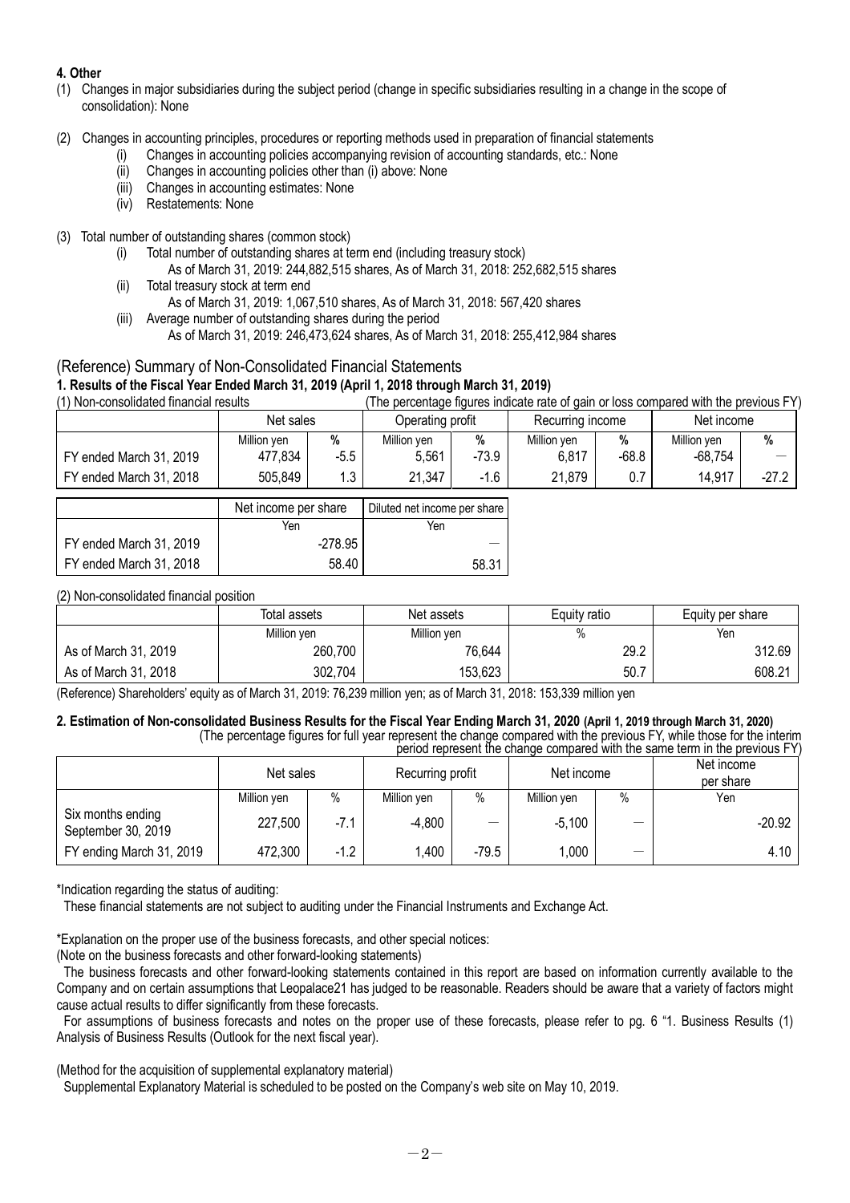**4. Other**

(1) Changes in major subsidiaries during the subject period (change in specific subsidiaries resulting in a change in the scope of consolidation): None

(2) Changes in accounting principles, procedures or reporting methods used in preparation of financial statements
- (i) Changes in accounting policies accompanying revision of accounting standards, etc.: None
- (ii) Changes in accounting policies other than (i) above: None
- (iii) Changes in accounting estimates: None
- (iv) Restatements: None

(3) Total number of outstanding shares (common stock)
- (i) Total number of outstanding shares at term end (including treasury stock)
  As of March 31, 2019: 244,882,515 shares, As of March 31, 2018: 252,682,515 shares
- (ii) Total treasury stock at term end
  As of March 31, 2019: 1,067,510 shares, As of March 31, 2018: 567,420 shares
- (iii) Average number of outstanding shares during the period
  As of March 31, 2019: 246,473,624 shares, As of March 31, 2018: 255,412,984 shares

## (Reference) Summary of Non-Consolidated Financial Statements

### 1. Results of the Fiscal Year Ended March 31, 2019 (April 1, 2018 through March 31, 2019)

(1) Non-consolidated financial results (The percentage figures indicate rate of gain or loss compared with the previous FY)

| | Net sales | | Operating profit | | Recurring income | | Net income | |
|---|---|---|---|---|---|---|---|---|
| | Million yen | % | Million yen | % | Million yen | % | Million yen | % |
| FY ended March 31, 2019 | 477,834 | -5.5 | 5,561 | -73.9 | 6,817 | -68.8 | -68,754 | — |
| FY ended March 31, 2018 | 505,849 | 1.3 | 21,347 | -1.6 | 21,879 | 0.7 | 14,917 | -27.2 |

| | Net income per share | Diluted net income per share |
|---|---|---|
| | Yen | Yen |
| FY ended March 31, 2019 | -278.95 | — |
| FY ended March 31, 2018 | 58.40 | 58.31 |

(2) Non-consolidated financial position

| | Total assets | Net assets | Equity ratio | Equity per share |
|---|---|---|---|---|
| | Million yen | Million yen | % | Yen |
| As of March 31, 2019 | 260,700 | 76,644 | 29.2 | 312.69 |
| As of March 31, 2018 | 302,704 | 153,623 | 50.7 | 608.21 |

(Reference) Shareholders' equity as of March 31, 2019: 76,239 million yen; as of March 31, 2018: 153,339 million yen

### 2. Estimation of Non-consolidated Business Results for the Fiscal Year Ending March 31, 2020 (April 1, 2019 through March 31, 2020)

(The percentage figures for full year represent the change compared with the previous FY, while those for the interim period represent the change compared with the same term in the previous FY)

| | Net sales | | Recurring profit | | Net income | | Net income per share |
|---|---|---|---|---|---|---|---|
| | Million yen | % | Million yen | % | Million yen | % | Yen |
| Six months ending September 30, 2019 | 227,500 | -7.1 | -4,800 | — | -5,100 | — | -20.92 |
| FY ending March 31, 2019 | 472,300 | -1.2 | 1,400 | -79.5 | 1,000 | — | 4.10 |

*Indication regarding the status of auditing:
These financial statements are not subject to auditing under the Financial Instruments and Exchange Act.

*Explanation on the proper use of the business forecasts, and other special notices:
(Note on the business forecasts and other forward-looking statements)
The business forecasts and other forward-looking statements contained in this report are based on information currently available to the Company and on certain assumptions that Leopalace21 has judged to be reasonable. Readers should be aware that a variety of factors might cause actual results to differ significantly from these forecasts.
For assumptions of business forecasts and notes on the proper use of these forecasts, please refer to pg. 6 "1. Business Results (1) Analysis of Business Results (Outlook for the next fiscal year).

(Method for the acquisition of supplemental explanatory material)
Supplemental Explanatory Material is scheduled to be posted on the Company's web site on May 10, 2019.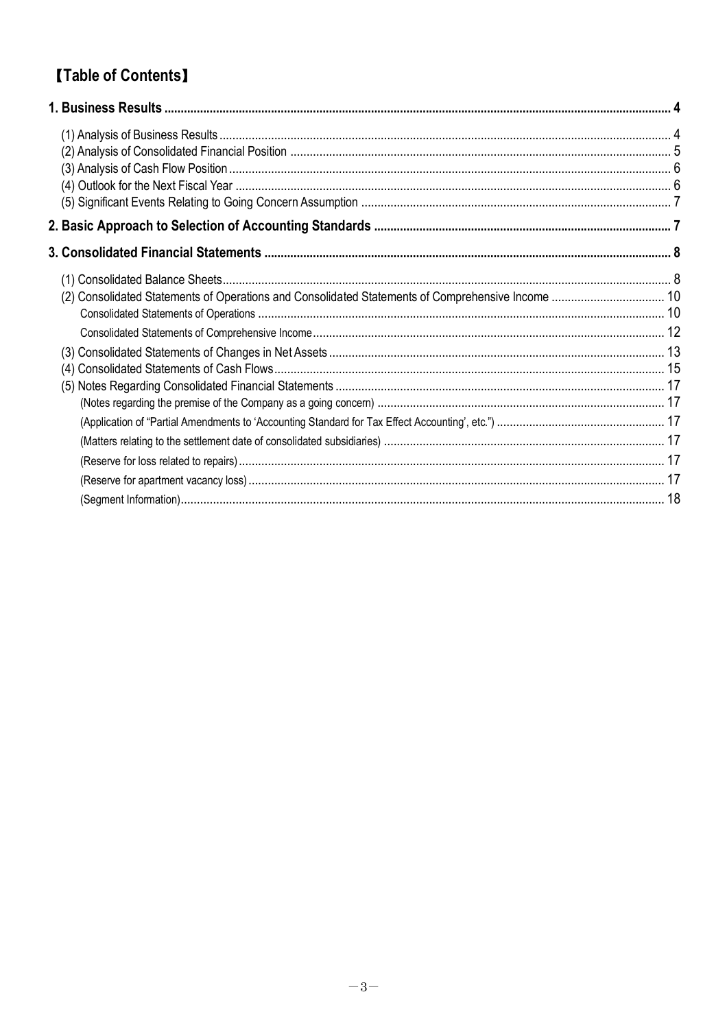# 【Table of Contents】

| | |
|---|---|
| **1. Business Results** | **4** |
| (1) Analysis of Business Results | 4 |
| (2) Analysis of Consolidated Financial Position | 5 |
| (3) Analysis of Cash Flow Position | 6 |
| (4) Outlook for the Next Fiscal Year | 6 |
| (5) Significant Events Relating to Going Concern Assumption | 7 |
| **2. Basic Approach to Selection of Accounting Standards** | **7** |
| **3. Consolidated Financial Statements** | **8** |
| (1) Consolidated Balance Sheets | 8 |
| (2) Consolidated Statements of Operations and Consolidated Statements of Comprehensive Income | 10 |
| Consolidated Statements of Operations | 10 |
| Consolidated Statements of Comprehensive Income | 12 |
| (3) Consolidated Statements of Changes in Net Assets | 13 |
| (4) Consolidated Statements of Cash Flows | 15 |
| (5) Notes Regarding Consolidated Financial Statements | 17 |
| (Notes regarding the premise of the Company as a going concern) | 17 |
| (Application of "Partial Amendments to 'Accounting Standard for Tax Effect Accounting', etc.") | 17 |
| (Matters relating to the settlement date of consolidated subsidiaries) | 17 |
| (Reserve for loss related to repairs) | 17 |
| (Reserve for apartment vacancy loss) | 17 |
| (Segment Information) | 18 |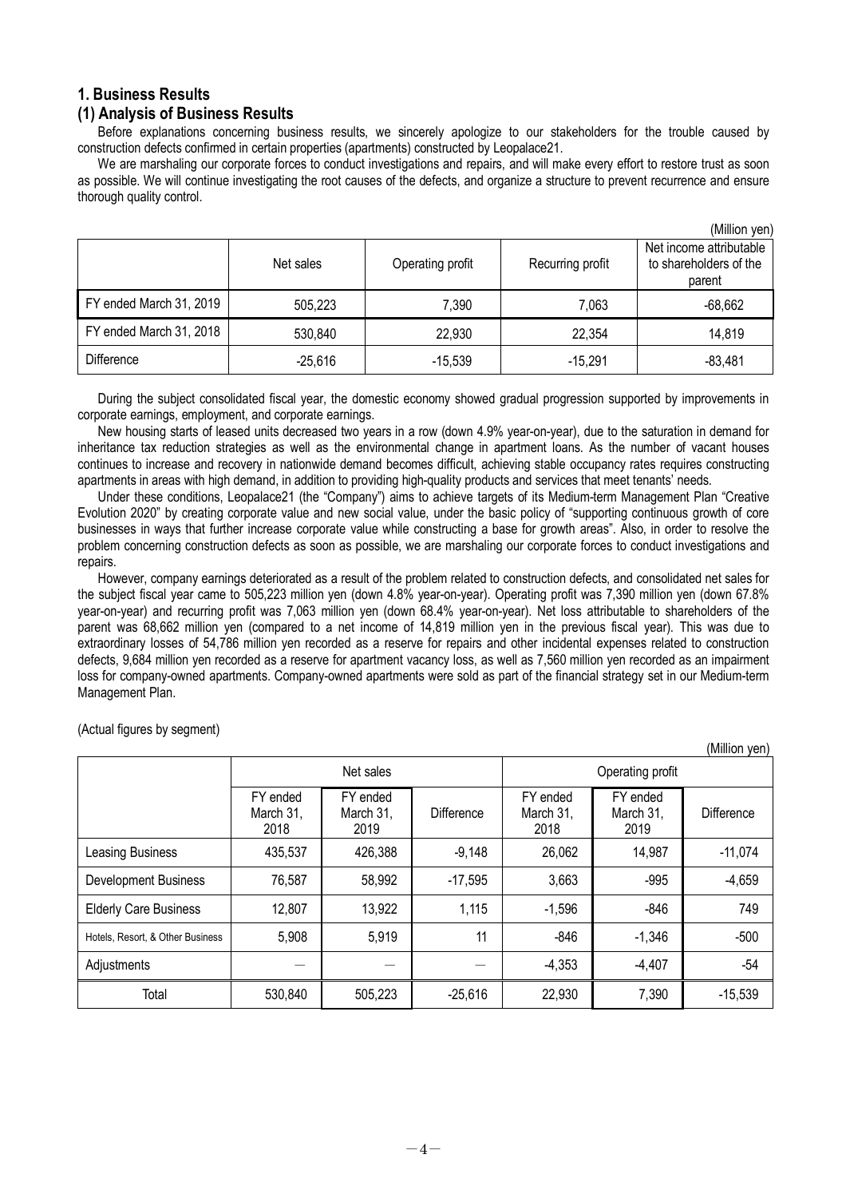## 1. Business Results

### (1) Analysis of Business Results

Before explanations concerning business results, we sincerely apologize to our stakeholders for the trouble caused by construction defects confirmed in certain properties (apartments) constructed by Leopalace21.

We are marshaling our corporate forces to conduct investigations and repairs, and will make every effort to restore trust as soon as possible. We will continue investigating the root causes of the defects, and organize a structure to prevent recurrence and ensure thorough quality control.

(Million yen)

| | Net sales | Operating profit | Recurring profit | Net income attributable to shareholders of the parent |
|---|---|---|---|---|
| FY ended March 31, 2019 | 505,223 | 7,390 | 7,063 | -68,662 |
| FY ended March 31, 2018 | 530,840 | 22,930 | 22,354 | 14,819 |
| Difference | -25,616 | -15,539 | -15,291 | -83,481 |

During the subject consolidated fiscal year, the domestic economy showed gradual progression supported by improvements in corporate earnings, employment, and corporate earnings.

New housing starts of leased units decreased two years in a row (down 4.9% year-on-year), due to the saturation in demand for inheritance tax reduction strategies as well as the environmental change in apartment loans. As the number of vacant houses continues to increase and recovery in nationwide demand becomes difficult, achieving stable occupancy rates requires constructing apartments in areas with high demand, in addition to providing high-quality products and services that meet tenants' needs.

Under these conditions, Leopalace21 (the "Company") aims to achieve targets of its Medium-term Management Plan "Creative Evolution 2020" by creating corporate value and new social value, under the basic policy of "supporting continuous growth of core businesses in ways that further increase corporate value while constructing a base for growth areas". Also, in order to resolve the problem concerning construction defects as soon as possible, we are marshaling our corporate forces to conduct investigations and repairs.

However, company earnings deteriorated as a result of the problem related to construction defects, and consolidated net sales for the subject fiscal year came to 505,223 million yen (down 4.8% year-on-year). Operating profit was 7,390 million yen (down 67.8% year-on-year) and recurring profit was 7,063 million yen (down 68.4% year-on-year). Net loss attributable to shareholders of the parent was 68,662 million yen (compared to a net income of 14,819 million yen in the previous fiscal year). This was due to extraordinary losses of 54,786 million yen recorded as a reserve for repairs and other incidental expenses related to construction defects, 9,684 million yen recorded as a reserve for apartment vacancy loss, as well as 7,560 million yen recorded as an impairment loss for company-owned apartments. Company-owned apartments were sold as part of the financial strategy set in our Medium-term Management Plan.

(Actual figures by segment)

(Million yen)

| | Net sales | | | Operating profit | | |
|---|---|---|---|---|---|---|
| | FY ended March 31, 2018 | FY ended March 31, 2019 | Difference | FY ended March 31, 2018 | FY ended March 31, 2019 | Difference |
| Leasing Business | 435,537 | 426,388 | -9,148 | 26,062 | 14,987 | -11,074 |
| Development Business | 76,587 | 58,992 | -17,595 | 3,663 | -995 | -4,659 |
| Elderly Care Business | 12,807 | 13,922 | 1,115 | -1,596 | -846 | 749 |
| Hotels, Resort, & Other Business | 5,908 | 5,919 | 11 | -846 | -1,346 | -500 |
| Adjustments | — | — | — | -4,353 | -4,407 | -54 |
| Total | 530,840 | 505,223 | -25,616 | 22,930 | 7,390 | -15,539 |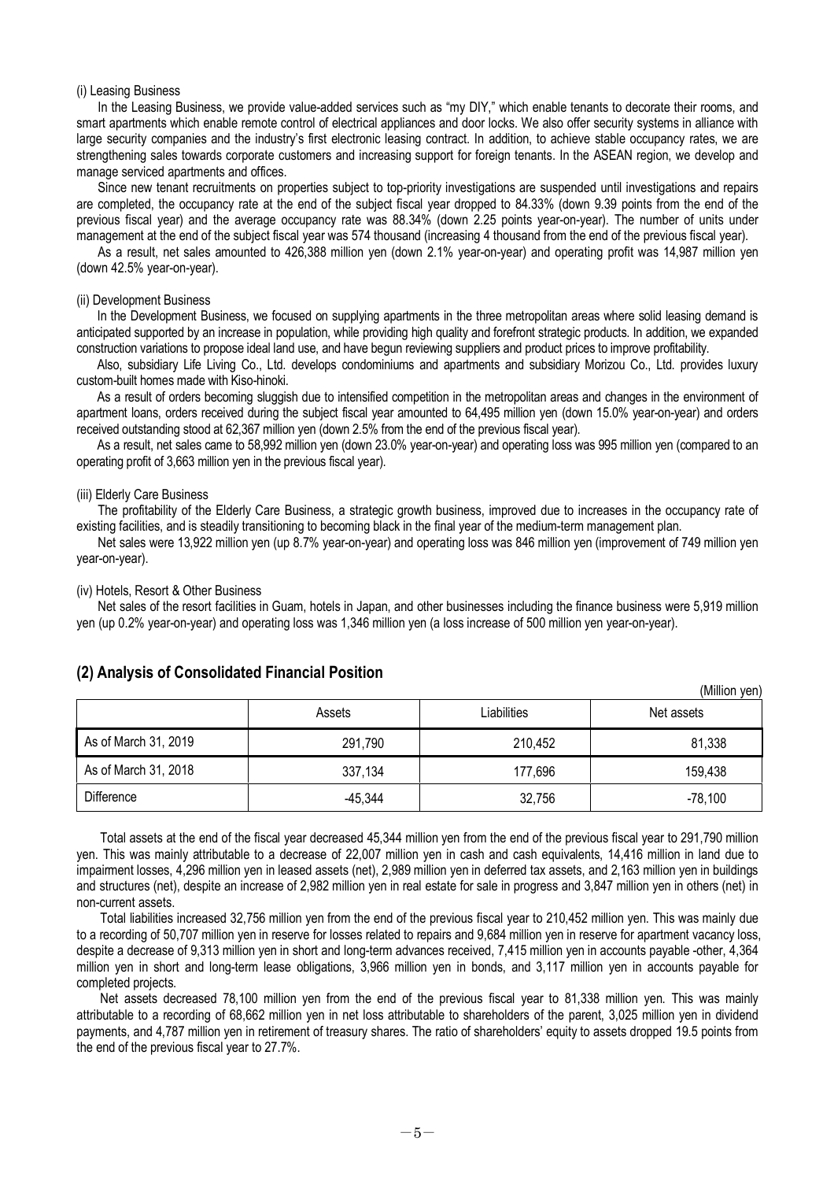(i) Leasing Business

In the Leasing Business, we provide value-added services such as "my DIY," which enable tenants to decorate their rooms, and smart apartments which enable remote control of electrical appliances and door locks. We also offer security systems in alliance with large security companies and the industry's first electronic leasing contract. In addition, to achieve stable occupancy rates, we are strengthening sales towards corporate customers and increasing support for foreign tenants. In the ASEAN region, we develop and manage serviced apartments and offices.

Since new tenant recruitments on properties subject to top-priority investigations are suspended until investigations and repairs are completed, the occupancy rate at the end of the subject fiscal year dropped to 84.33% (down 9.39 points from the end of the previous fiscal year) and the average occupancy rate was 88.34% (down 2.25 points year-on-year). The number of units under management at the end of the subject fiscal year was 574 thousand (increasing 4 thousand from the end of the previous fiscal year).

As a result, net sales amounted to 426,388 million yen (down 2.1% year-on-year) and operating profit was 14,987 million yen (down 42.5% year-on-year).

(ii) Development Business

In the Development Business, we focused on supplying apartments in the three metropolitan areas where solid leasing demand is anticipated supported by an increase in population, while providing high quality and forefront strategic products. In addition, we expanded construction variations to propose ideal land use, and have begun reviewing suppliers and product prices to improve profitability.

Also, subsidiary Life Living Co., Ltd. develops condominiums and apartments and subsidiary Morizou Co., Ltd. provides luxury custom-built homes made with Kiso-hinoki.

As a result of orders becoming sluggish due to intensified competition in the metropolitan areas and changes in the environment of apartment loans, orders received during the subject fiscal year amounted to 64,495 million yen (down 15.0% year-on-year) and orders received outstanding stood at 62,367 million yen (down 2.5% from the end of the previous fiscal year).

As a result, net sales came to 58,992 million yen (down 23.0% year-on-year) and operating loss was 995 million yen (compared to an operating profit of 3,663 million yen in the previous fiscal year).

(iii) Elderly Care Business

The profitability of the Elderly Care Business, a strategic growth business, improved due to increases in the occupancy rate of existing facilities, and is steadily transitioning to becoming black in the final year of the medium-term management plan.

Net sales were 13,922 million yen (up 8.7% year-on-year) and operating loss was 846 million yen (improvement of 749 million yen year-on-year).

(iv) Hotels, Resort & Other Business

Net sales of the resort facilities in Guam, hotels in Japan, and other businesses including the finance business were 5,919 million yen (up 0.2% year-on-year) and operating loss was 1,346 million yen (a loss increase of 500 million yen year-on-year).

## (2) Analysis of Consolidated Financial Position

(Million yen)

| | Assets | Liabilities | Net assets |
|---|---|---|---|
| As of March 31, 2019 | 291,790 | 210,452 | 81,338 |
| As of March 31, 2018 | 337,134 | 177,696 | 159,438 |
| Difference | -45,344 | 32,756 | -78,100 |

Total assets at the end of the fiscal year decreased 45,344 million yen from the end of the previous fiscal year to 291,790 million yen. This was mainly attributable to a decrease of 22,007 million yen in cash and cash equivalents, 14,416 million in land due to impairment losses, 4,296 million yen in leased assets (net), 2,989 million yen in deferred tax assets, and 2,163 million yen in buildings and structures (net), despite an increase of 2,982 million yen in real estate for sale in progress and 3,847 million yen in others (net) in non-current assets.

Total liabilities increased 32,756 million yen from the end of the previous fiscal year to 210,452 million yen. This was mainly due to a recording of 50,707 million yen in reserve for losses related to repairs and 9,684 million yen in reserve for apartment vacancy loss, despite a decrease of 9,313 million yen in short and long-term advances received, 7,415 million yen in accounts payable -other, 4,364 million yen in short and long-term lease obligations, 3,966 million yen in bonds, and 3,117 million yen in accounts payable for completed projects.

Net assets decreased 78,100 million yen from the end of the previous fiscal year to 81,338 million yen. This was mainly attributable to a recording of 68,662 million yen in net loss attributable to shareholders of the parent, 3,025 million yen in dividend payments, and 4,787 million yen in retirement of treasury shares. The ratio of shareholders' equity to assets dropped 19.5 points from the end of the previous fiscal year to 27.7%.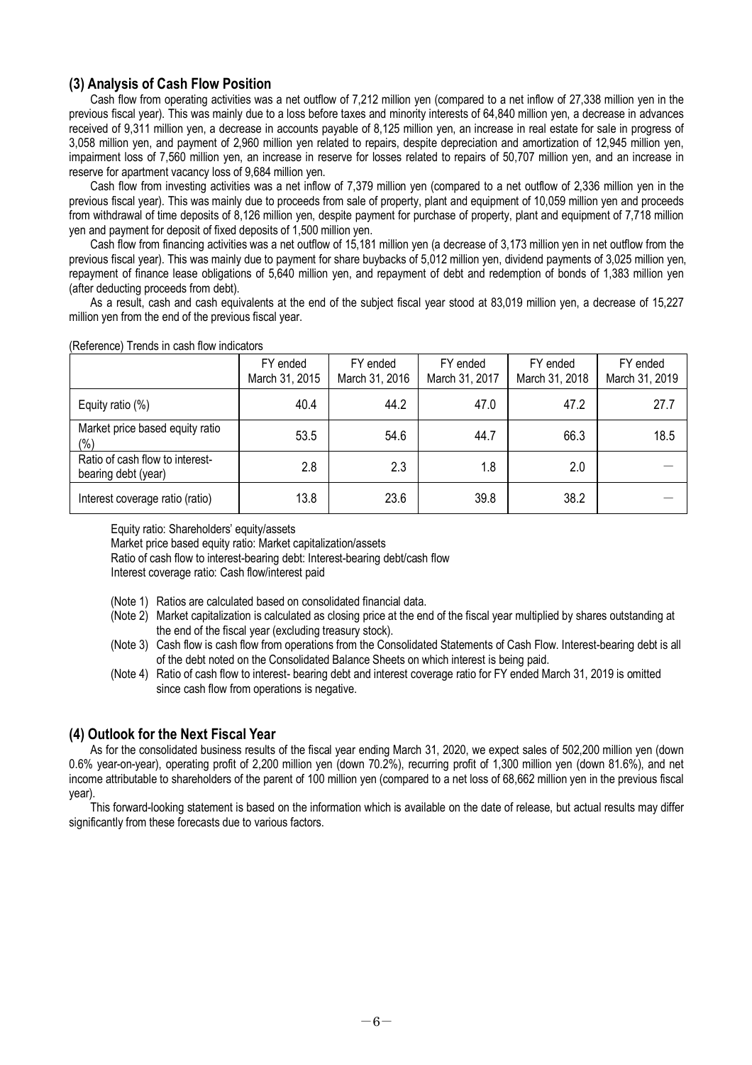### (3) Analysis of Cash Flow Position

Cash flow from operating activities was a net outflow of 7,212 million yen (compared to a net inflow of 27,338 million yen in the previous fiscal year). This was mainly due to a loss before taxes and minority interests of 64,840 million yen, a decrease in advances received of 9,311 million yen, a decrease in accounts payable of 8,125 million yen, an increase in real estate for sale in progress of 3,058 million yen, and payment of 2,960 million yen related to repairs, despite depreciation and amortization of 12,945 million yen, impairment loss of 7,560 million yen, an increase in reserve for losses related to repairs of 50,707 million yen, and an increase in reserve for apartment vacancy loss of 9,684 million yen.

Cash flow from investing activities was a net inflow of 7,379 million yen (compared to a net outflow of 2,336 million yen in the previous fiscal year). This was mainly due to proceeds from sale of property, plant and equipment of 10,059 million yen and proceeds from withdrawal of time deposits of 8,126 million yen, despite payment for purchase of property, plant and equipment of 7,718 million yen and payment for deposit of fixed deposits of 1,500 million yen.

Cash flow from financing activities was a net outflow of 15,181 million yen (a decrease of 3,173 million yen in net outflow from the previous fiscal year). This was mainly due to payment for share buybacks of 5,012 million yen, dividend payments of 3,025 million yen, repayment of finance lease obligations of 5,640 million yen, and repayment of debt and redemption of bonds of 1,383 million yen (after deducting proceeds from debt).

As a result, cash and cash equivalents at the end of the subject fiscal year stood at 83,019 million yen, a decrease of 15,227 million yen from the end of the previous fiscal year.

(Reference) Trends in cash flow indicators

| | FY ended March 31, 2015 | FY ended March 31, 2016 | FY ended March 31, 2017 | FY ended March 31, 2018 | FY ended March 31, 2019 |
|---|---|---|---|---|---|
| Equity ratio (%) | 40.4 | 44.2 | 47.0 | 47.2 | 27.7 |
| Market price based equity ratio (%) | 53.5 | 54.6 | 44.7 | 66.3 | 18.5 |
| Ratio of cash flow to interest-bearing debt (year) | 2.8 | 2.3 | 1.8 | 2.0 | — |
| Interest coverage ratio (ratio) | 13.8 | 23.6 | 39.8 | 38.2 | — |

Equity ratio: Shareholders' equity/assets
Market price based equity ratio: Market capitalization/assets
Ratio of cash flow to interest-bearing debt: Interest-bearing debt/cash flow
Interest coverage ratio: Cash flow/interest paid

(Note 1) Ratios are calculated based on consolidated financial data.
(Note 2) Market capitalization is calculated as closing price at the end of the fiscal year multiplied by shares outstanding at the end of the fiscal year (excluding treasury stock).
(Note 3) Cash flow is cash flow from operations from the Consolidated Statements of Cash Flow. Interest-bearing debt is all of the debt noted on the Consolidated Balance Sheets on which interest is being paid.
(Note 4) Ratio of cash flow to interest- bearing debt and interest coverage ratio for FY ended March 31, 2019 is omitted since cash flow from operations is negative.

### (4) Outlook for the Next Fiscal Year

As for the consolidated business results of the fiscal year ending March 31, 2020, we expect sales of 502,200 million yen (down 0.6% year-on-year), operating profit of 2,200 million yen (down 70.2%), recurring profit of 1,300 million yen (down 81.6%), and net income attributable to shareholders of the parent of 100 million yen (compared to a net loss of 68,662 million yen in the previous fiscal year).

This forward-looking statement is based on the information which is available on the date of release, but actual results may differ significantly from these forecasts due to various factors.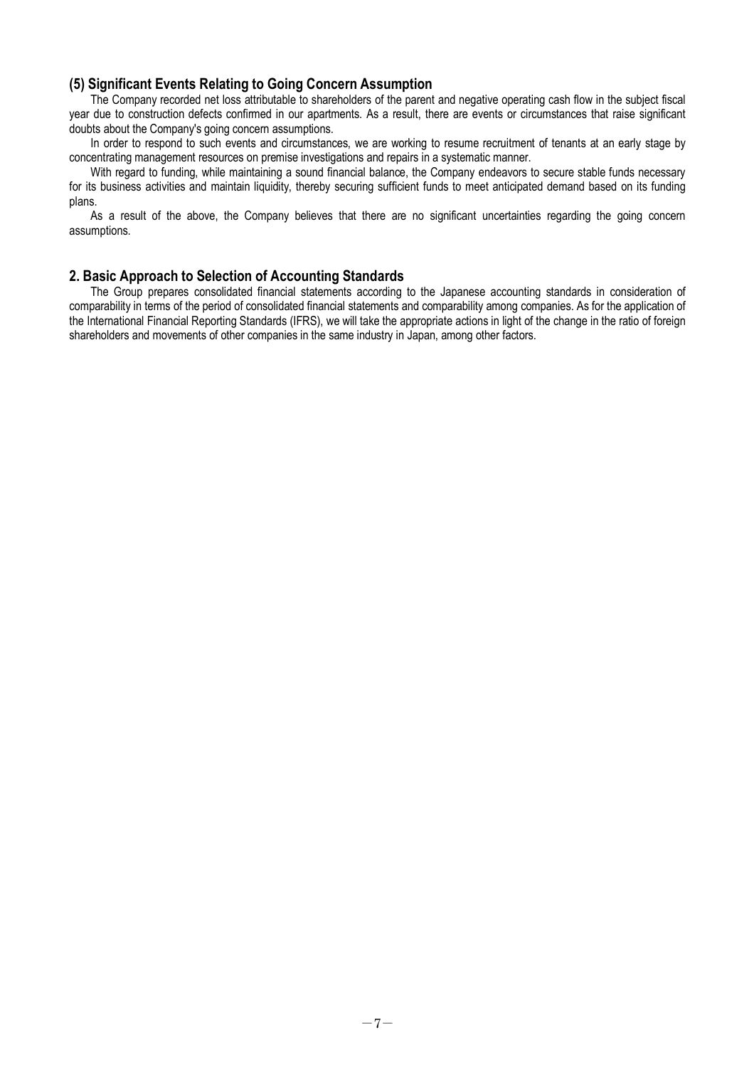### (5) Significant Events Relating to Going Concern Assumption

The Company recorded net loss attributable to shareholders of the parent and negative operating cash flow in the subject fiscal year due to construction defects confirmed in our apartments. As a result, there are events or circumstances that raise significant doubts about the Company's going concern assumptions.

In order to respond to such events and circumstances, we are working to resume recruitment of tenants at an early stage by concentrating management resources on premise investigations and repairs in a systematic manner.

With regard to funding, while maintaining a sound financial balance, the Company endeavors to secure stable funds necessary for its business activities and maintain liquidity, thereby securing sufficient funds to meet anticipated demand based on its funding plans.

As a result of the above, the Company believes that there are no significant uncertainties regarding the going concern assumptions.

## 2. Basic Approach to Selection of Accounting Standards

The Group prepares consolidated financial statements according to the Japanese accounting standards in consideration of comparability in terms of the period of consolidated financial statements and comparability among companies. As for the application of the International Financial Reporting Standards (IFRS), we will take the appropriate actions in light of the change in the ratio of foreign shareholders and movements of other companies in the same industry in Japan, among other factors.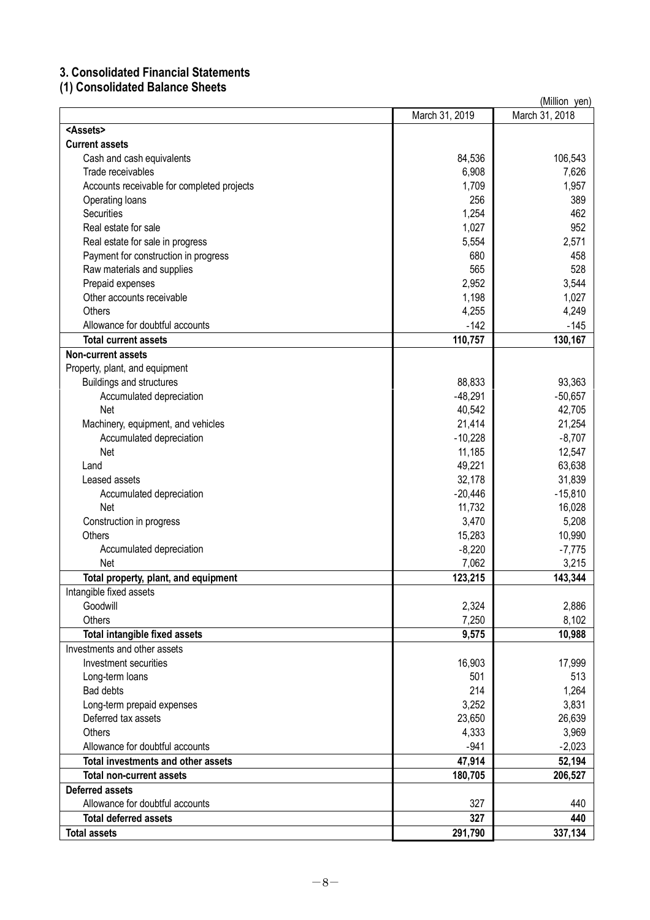# 3. Consolidated Financial Statements

## (1) Consolidated Balance Sheets

(Million yen)

| | March 31, 2019 | March 31, 2018 |
|---|---|---|
| **<Assets>** | | |
| **Current assets** | | |
| Cash and cash equivalents | 84,536 | 106,543 |
| Trade receivables | 6,908 | 7,626 |
| Accounts receivable for completed projects | 1,709 | 1,957 |
| Operating loans | 256 | 389 |
| Securities | 1,254 | 462 |
| Real estate for sale | 1,027 | 952 |
| Real estate for sale in progress | 5,554 | 2,571 |
| Payment for construction in progress | 680 | 458 |
| Raw materials and supplies | 565 | 528 |
| Prepaid expenses | 2,952 | 3,544 |
| Other accounts receivable | 1,198 | 1,027 |
| Others | 4,255 | 4,249 |
| Allowance for doubtful accounts | -142 | -145 |
| **Total current assets** | **110,757** | **130,167** |
| **Non-current assets** | | |
| Property, plant, and equipment | | |
| Buildings and structures | 88,833 | 93,363 |
| Accumulated depreciation | -48,291 | -50,657 |
| Net | 40,542 | 42,705 |
| Machinery, equipment, and vehicles | 21,414 | 21,254 |
| Accumulated depreciation | -10,228 | -8,707 |
| Net | 11,185 | 12,547 |
| Land | 49,221 | 63,638 |
| Leased assets | 32,178 | 31,839 |
| Accumulated depreciation | -20,446 | -15,810 |
| Net | 11,732 | 16,028 |
| Construction in progress | 3,470 | 5,208 |
| Others | 15,283 | 10,990 |
| Accumulated depreciation | -8,220 | -7,775 |
| Net | 7,062 | 3,215 |
| **Total property, plant, and equipment** | **123,215** | **143,344** |
| Intangible fixed assets | | |
| Goodwill | 2,324 | 2,886 |
| Others | 7,250 | 8,102 |
| **Total intangible fixed assets** | **9,575** | **10,988** |
| Investments and other assets | | |
| Investment securities | 16,903 | 17,999 |
| Long-term loans | 501 | 513 |
| Bad debts | 214 | 1,264 |
| Long-term prepaid expenses | 3,252 | 3,831 |
| Deferred tax assets | 23,650 | 26,639 |
| Others | 4,333 | 3,969 |
| Allowance for doubtful accounts | -941 | -2,023 |
| **Total investments and other assets** | **47,914** | **52,194** |
| **Total non-current assets** | **180,705** | **206,527** |
| **Deferred assets** | | |
| Allowance for doubtful accounts | 327 | 440 |
| **Total deferred assets** | **327** | **440** |
| **Total assets** | **291,790** | **337,134** |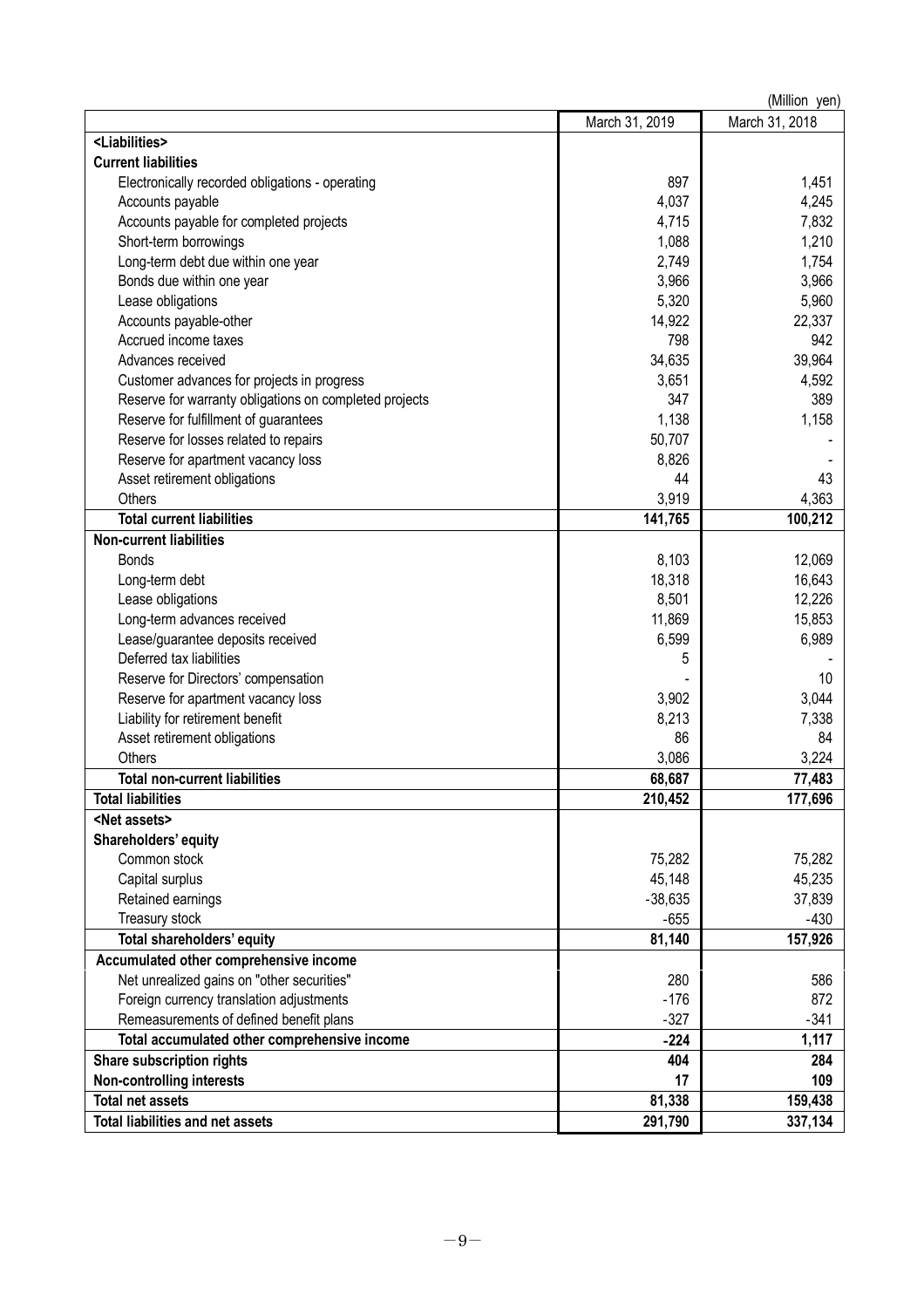(Million yen)

| | March 31, 2019 | March 31, 2018 |
|---|---|---|
| **<Liabilities>** | | |
| **Current liabilities** | | |
| Electronically recorded obligations - operating | 897 | 1,451 |
| Accounts payable | 4,037 | 4,245 |
| Accounts payable for completed projects | 4,715 | 7,832 |
| Short-term borrowings | 1,088 | 1,210 |
| Long-term debt due within one year | 2,749 | 1,754 |
| Bonds due within one year | 3,966 | 3,966 |
| Lease obligations | 5,320 | 5,960 |
| Accounts payable-other | 14,922 | 22,337 |
| Accrued income taxes | 798 | 942 |
| Advances received | 34,635 | 39,964 |
| Customer advances for projects in progress | 3,651 | 4,592 |
| Reserve for warranty obligations on completed projects | 347 | 389 |
| Reserve for fulfillment of guarantees | 1,138 | 1,158 |
| Reserve for losses related to repairs | 50,707 | - |
| Reserve for apartment vacancy loss | 8,826 | - |
| Asset retirement obligations | 44 | 43 |
| Others | 3,919 | 4,363 |
| **Total current liabilities** | **141,765** | **100,212** |
| **Non-current liabilities** | | |
| Bonds | 8,103 | 12,069 |
| Long-term debt | 18,318 | 16,643 |
| Lease obligations | 8,501 | 12,226 |
| Long-term advances received | 11,869 | 15,853 |
| Lease/guarantee deposits received | 6,599 | 6,989 |
| Deferred tax liabilities | 5 | - |
| Reserve for Directors' compensation | - | 10 |
| Reserve for apartment vacancy loss | 3,902 | 3,044 |
| Liability for retirement benefit | 8,213 | 7,338 |
| Asset retirement obligations | 86 | 84 |
| Others | 3,086 | 3,224 |
| **Total non-current liabilities** | **68,687** | **77,483** |
| **Total liabilities** | **210,452** | **177,696** |
| **<Net assets>** | | |
| **Shareholders' equity** | | |
| Common stock | 75,282 | 75,282 |
| Capital surplus | 45,148 | 45,235 |
| Retained earnings | -38,635 | 37,839 |
| Treasury stock | -655 | -430 |
| **Total shareholders' equity** | **81,140** | **157,926** |
| **Accumulated other comprehensive income** | | |
| Net unrealized gains on "other securities" | 280 | 586 |
| Foreign currency translation adjustments | -176 | 872 |
| Remeasurements of defined benefit plans | -327 | -341 |
| **Total accumulated other comprehensive income** | **-224** | **1,117** |
| **Share subscription rights** | **404** | **284** |
| **Non-controlling interests** | **17** | **109** |
| **Total net assets** | **81,338** | **159,438** |
| **Total liabilities and net assets** | **291,790** | **337,134** |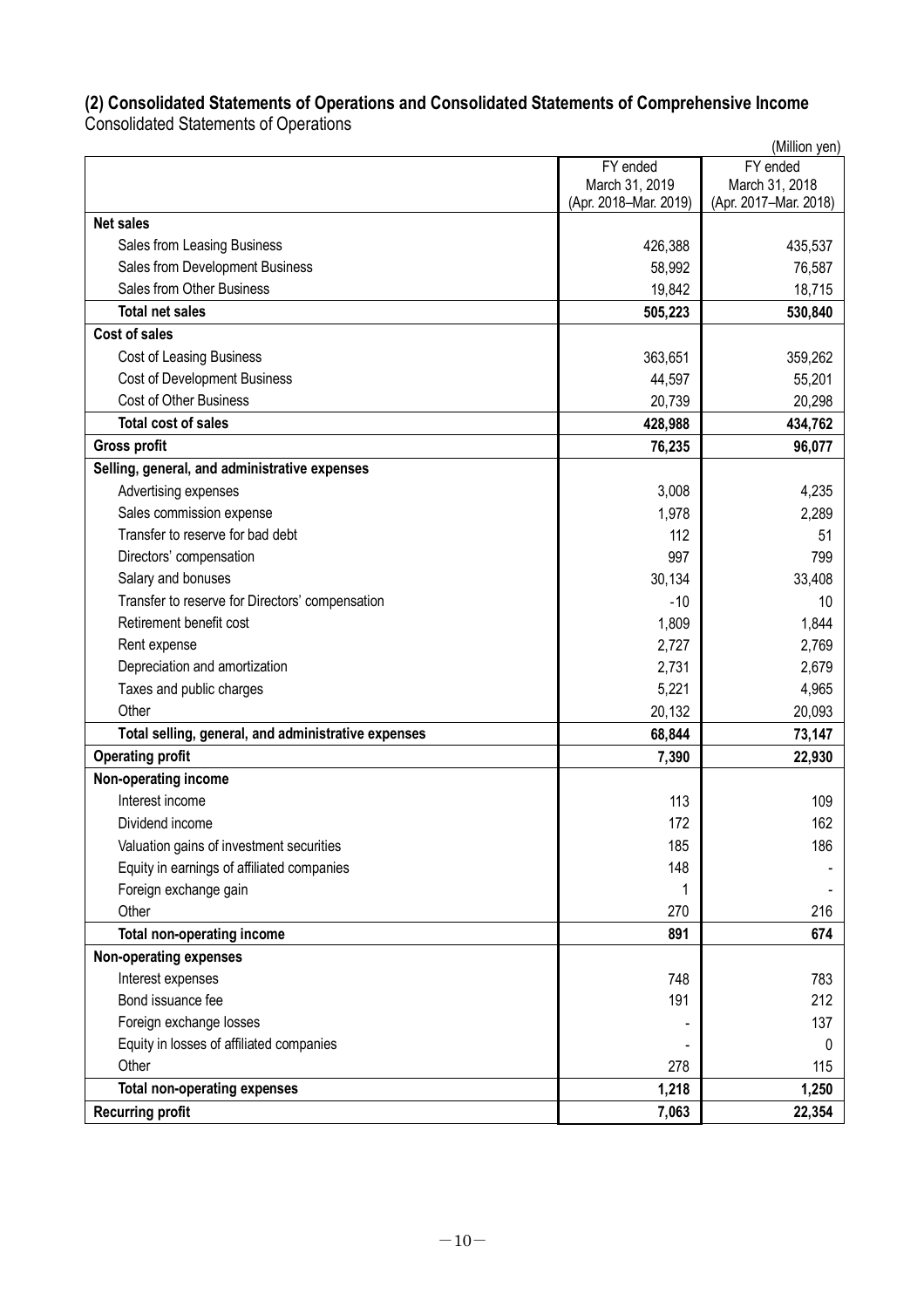## (2) Consolidated Statements of Operations and Consolidated Statements of Comprehensive Income

Consolidated Statements of Operations

(Million yen)

| | FY ended March 31, 2019 (Apr. 2018–Mar. 2019) | FY ended March 31, 2018 (Apr. 2017–Mar. 2018) |
|---|---|---|
| **Net sales** | | |
| Sales from Leasing Business | 426,388 | 435,537 |
| Sales from Development Business | 58,992 | 76,587 |
| Sales from Other Business | 19,842 | 18,715 |
| **Total net sales** | **505,223** | **530,840** |
| **Cost of sales** | | |
| Cost of Leasing Business | 363,651 | 359,262 |
| Cost of Development Business | 44,597 | 55,201 |
| Cost of Other Business | 20,739 | 20,298 |
| **Total cost of sales** | **428,988** | **434,762** |
| **Gross profit** | **76,235** | **96,077** |
| **Selling, general, and administrative expenses** | | |
| Advertising expenses | 3,008 | 4,235 |
| Sales commission expense | 1,978 | 2,289 |
| Transfer to reserve for bad debt | 112 | 51 |
| Directors' compensation | 997 | 799 |
| Salary and bonuses | 30,134 | 33,408 |
| Transfer to reserve for Directors' compensation | -10 | 10 |
| Retirement benefit cost | 1,809 | 1,844 |
| Rent expense | 2,727 | 2,769 |
| Depreciation and amortization | 2,731 | 2,679 |
| Taxes and public charges | 5,221 | 4,965 |
| Other | 20,132 | 20,093 |
| **Total selling, general, and administrative expenses** | **68,844** | **73,147** |
| **Operating profit** | **7,390** | **22,930** |
| **Non-operating income** | | |
| Interest income | 113 | 109 |
| Dividend income | 172 | 162 |
| Valuation gains of investment securities | 185 | 186 |
| Equity in earnings of affiliated companies | 148 | - |
| Foreign exchange gain | 1 | - |
| Other | 270 | 216 |
| **Total non-operating income** | **891** | **674** |
| **Non-operating expenses** | | |
| Interest expenses | 748 | 783 |
| Bond issuance fee | 191 | 212 |
| Foreign exchange losses | - | 137 |
| Equity in losses of affiliated companies | - | 0 |
| Other | 278 | 115 |
| **Total non-operating expenses** | **1,218** | **1,250** |
| **Recurring profit** | **7,063** | **22,354** |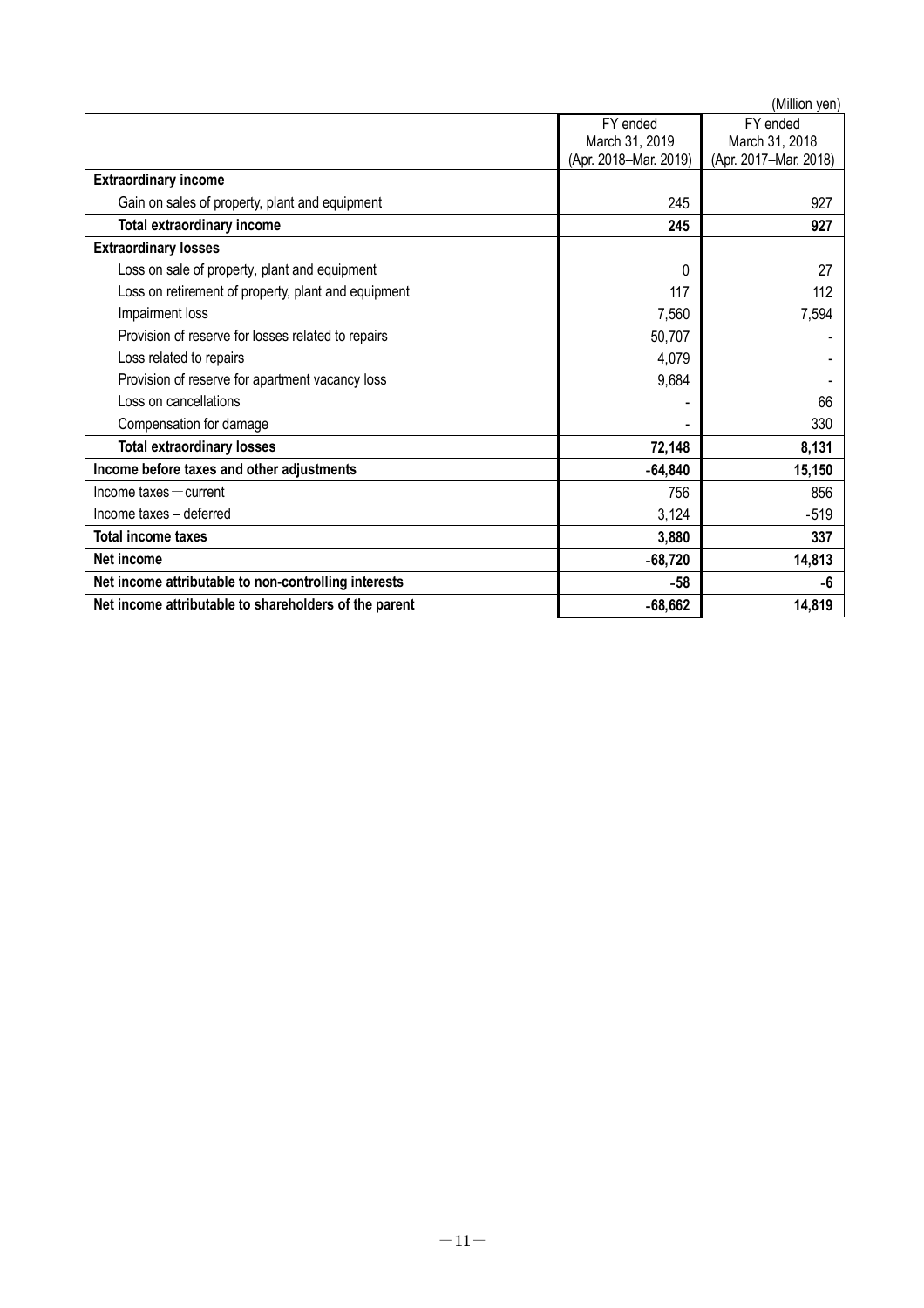(Million yen)

| | FY ended March 31, 2019 (Apr. 2018–Mar. 2019) | FY ended March 31, 2018 (Apr. 2017–Mar. 2018) |
|---|---|---|
| **Extraordinary income** | | |
| Gain on sales of property, plant and equipment | 245 | 927 |
| **Total extraordinary income** | **245** | **927** |
| **Extraordinary losses** | | |
| Loss on sale of property, plant and equipment | 0 | 27 |
| Loss on retirement of property, plant and equipment | 117 | 112 |
| Impairment loss | 7,560 | 7,594 |
| Provision of reserve for losses related to repairs | 50,707 | - |
| Loss related to repairs | 4,079 | - |
| Provision of reserve for apartment vacancy loss | 9,684 | - |
| Loss on cancellations | - | 66 |
| Compensation for damage | - | 330 |
| **Total extraordinary losses** | **72,148** | **8,131** |
| **Income before taxes and other adjustments** | **-64,840** | **15,150** |
| Income taxes－current | 756 | 856 |
| Income taxes – deferred | 3,124 | -519 |
| **Total income taxes** | **3,880** | **337** |
| **Net income** | **-68,720** | **14,813** |
| **Net income attributable to non-controlling interests** | **-58** | **-6** |
| **Net income attributable to shareholders of the parent** | **-68,662** | **14,819** |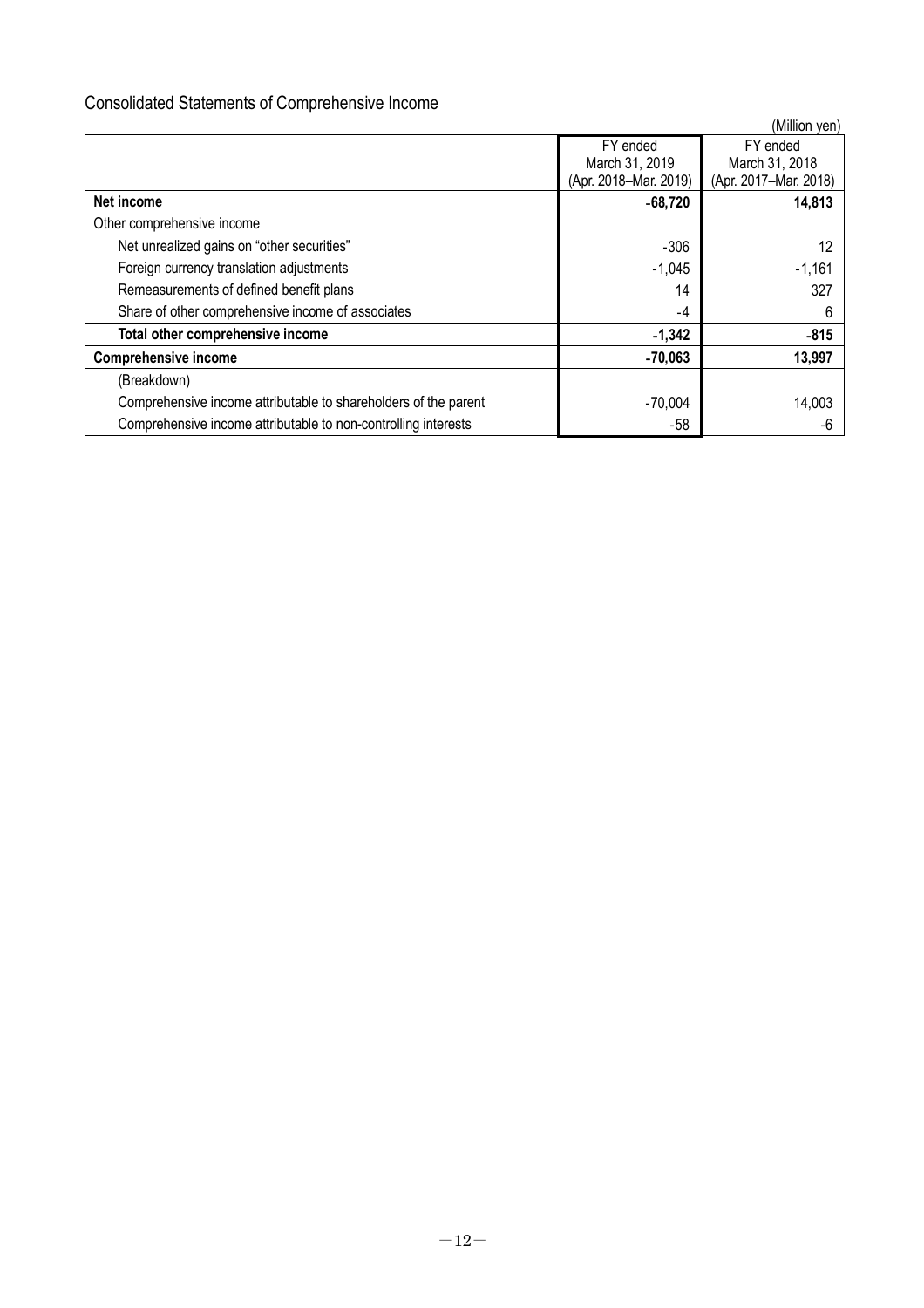## Consolidated Statements of Comprehensive Income

(Million yen)

| | FY ended March 31, 2019 (Apr. 2018–Mar. 2019) | FY ended March 31, 2018 (Apr. 2017–Mar. 2018) |
|---|---|---|
| **Net income** | **-68,720** | **14,813** |
| Other comprehensive income | | |
| Net unrealized gains on "other securities" | -306 | 12 |
| Foreign currency translation adjustments | -1,045 | -1,161 |
| Remeasurements of defined benefit plans | 14 | 327 |
| Share of other comprehensive income of associates | -4 | 6 |
| **Total other comprehensive income** | **-1,342** | **-815** |
| **Comprehensive income** | **-70,063** | **13,997** |
| (Breakdown) | | |
| Comprehensive income attributable to shareholders of the parent | -70,004 | 14,003 |
| Comprehensive income attributable to non-controlling interests | -58 | -6 |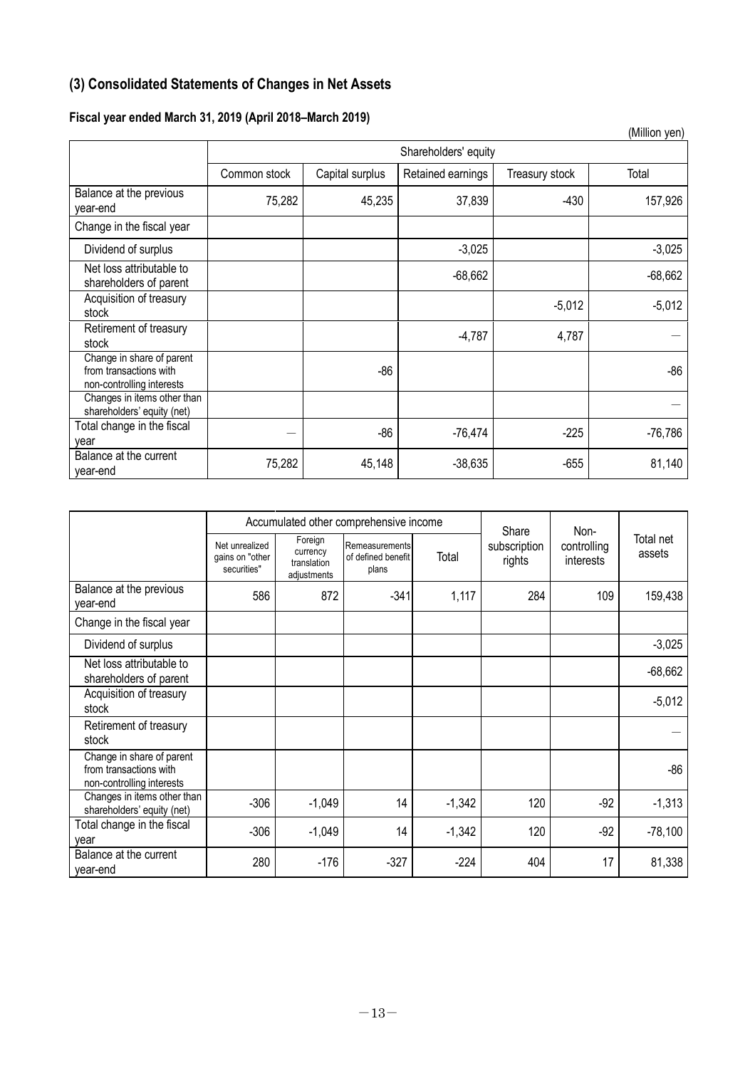## (3) Consolidated Statements of Changes in Net Assets

### Fiscal year ended March 31, 2019 (April 2018–March 2019)

(Million yen)

| | Shareholders' equity | | | | |
|---|---|---|---|---|---|
| | Common stock | Capital surplus | Retained earnings | Treasury stock | Total |
| Balance at the previous year-end | 75,282 | 45,235 | 37,839 | -430 | 157,926 |
| Change in the fiscal year | | | | | |
| Dividend of surplus | | | -3,025 | | -3,025 |
| Net loss attributable to shareholders of parent | | | -68,662 | | -68,662 |
| Acquisition of treasury stock | | | | -5,012 | -5,012 |
| Retirement of treasury stock | | | -4,787 | 4,787 | — |
| Change in share of parent from transactions with non-controlling interests | | -86 | | | -86 |
| Changes in items other than shareholders' equity (net) | | | | | — |
| Total change in the fiscal year | — | -86 | -76,474 | -225 | -76,786 |
| Balance at the current year-end | 75,282 | 45,148 | -38,635 | -655 | 81,140 |

| | Accumulated other comprehensive income | | | | Share subscription rights | Non-controlling interests | Total net assets |
|---|---|---|---|---|---|---|---|
| | Net unrealized gains on "other securities" | Foreign currency translation adjustments | Remeasurements of defined benefit plans | Total | | | |
| Balance at the previous year-end | 586 | 872 | -341 | 1,117 | 284 | 109 | 159,438 |
| Change in the fiscal year | | | | | | | |
| Dividend of surplus | | | | | | | -3,025 |
| Net loss attributable to shareholders of parent | | | | | | | -68,662 |
| Acquisition of treasury stock | | | | | | | -5,012 |
| Retirement of treasury stock | | | | | | | — |
| Change in share of parent from transactions with non-controlling interests | | | | | | | -86 |
| Changes in items other than shareholders' equity (net) | -306 | -1,049 | 14 | -1,342 | 120 | -92 | -1,313 |
| Total change in the fiscal year | -306 | -1,049 | 14 | -1,342 | 120 | -92 | -78,100 |
| Balance at the current year-end | 280 | -176 | -327 | -224 | 404 | 17 | 81,338 |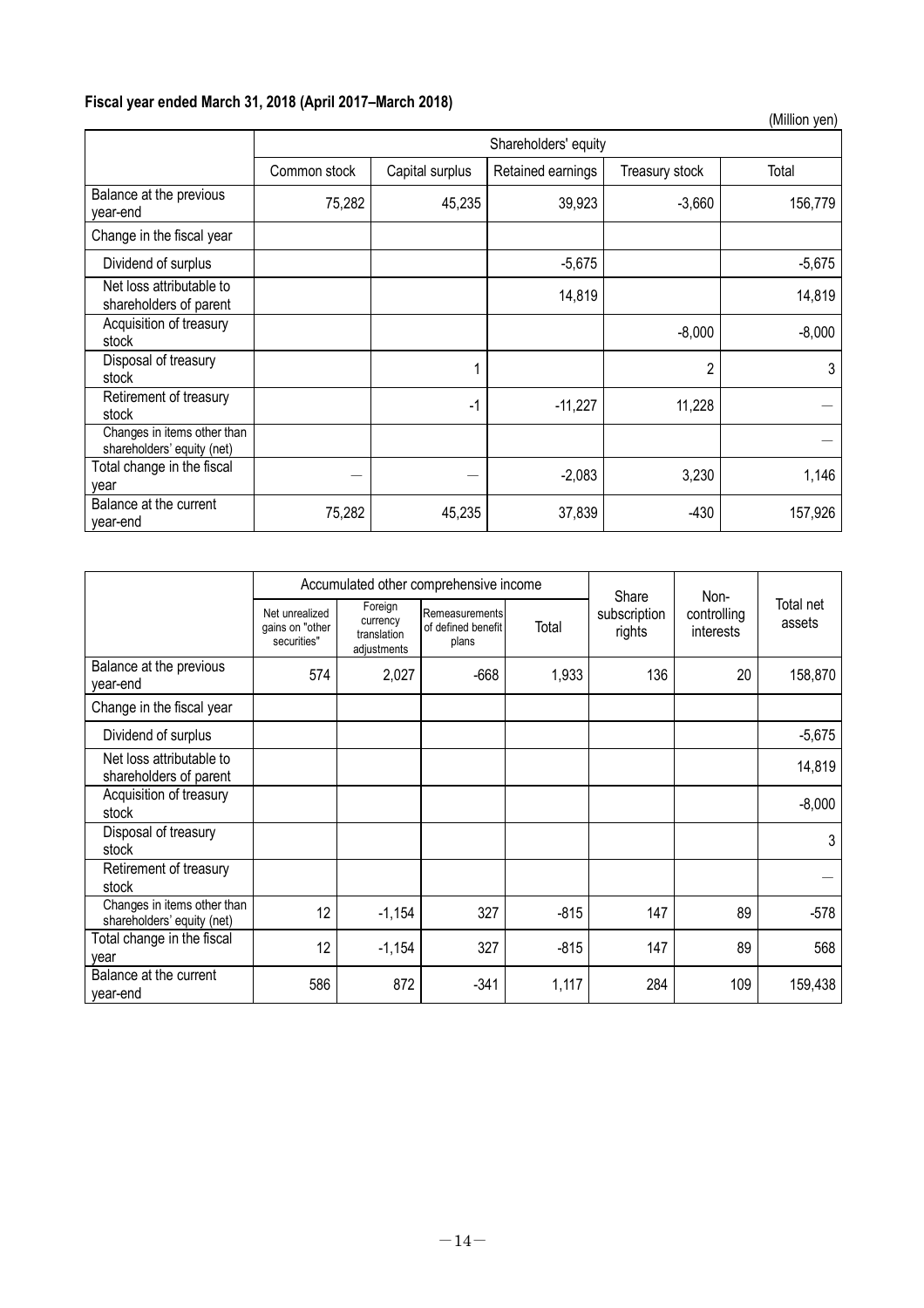**Fiscal year ended March 31, 2018 (April 2017–March 2018)**

(Million yen)

| | Shareholders' equity | | | | |
|---|---|---|---|---|---|
| | Common stock | Capital surplus | Retained earnings | Treasury stock | Total |
| Balance at the previous year-end | 75,282 | 45,235 | 39,923 | -3,660 | 156,779 |
| Change in the fiscal year | | | | | |
| Dividend of surplus | | | -5,675 | | -5,675 |
| Net loss attributable to shareholders of parent | | | 14,819 | | 14,819 |
| Acquisition of treasury stock | | | | -8,000 | -8,000 |
| Disposal of treasury stock | | 1 | | 2 | 3 |
| Retirement of treasury stock | | -1 | -11,227 | 11,228 | — |
| Changes in items other than shareholders' equity (net) | | | | | — |
| Total change in the fiscal year | — | — | -2,083 | 3,230 | 1,146 |
| Balance at the current year-end | 75,282 | 45,235 | 37,839 | -430 | 157,926 |

| | Accumulated other comprehensive income | | | | Share subscription rights | Non-controlling interests | Total net assets |
|---|---|---|---|---|---|---|---|
| | Net unrealized gains on "other securities" | Foreign currency translation adjustments | Remeasurements of defined benefit plans | Total | | | |
| Balance at the previous year-end | 574 | 2,027 | -668 | 1,933 | 136 | 20 | 158,870 |
| Change in the fiscal year | | | | | | | |
| Dividend of surplus | | | | | | | -5,675 |
| Net loss attributable to shareholders of parent | | | | | | | 14,819 |
| Acquisition of treasury stock | | | | | | | -8,000 |
| Disposal of treasury stock | | | | | | | 3 |
| Retirement of treasury stock | | | | | | | — |
| Changes in items other than shareholders' equity (net) | 12 | -1,154 | 327 | -815 | 147 | 89 | -578 |
| Total change in the fiscal year | 12 | -1,154 | 327 | -815 | 147 | 89 | 568 |
| Balance at the current year-end | 586 | 872 | -341 | 1,117 | 284 | 109 | 159,438 |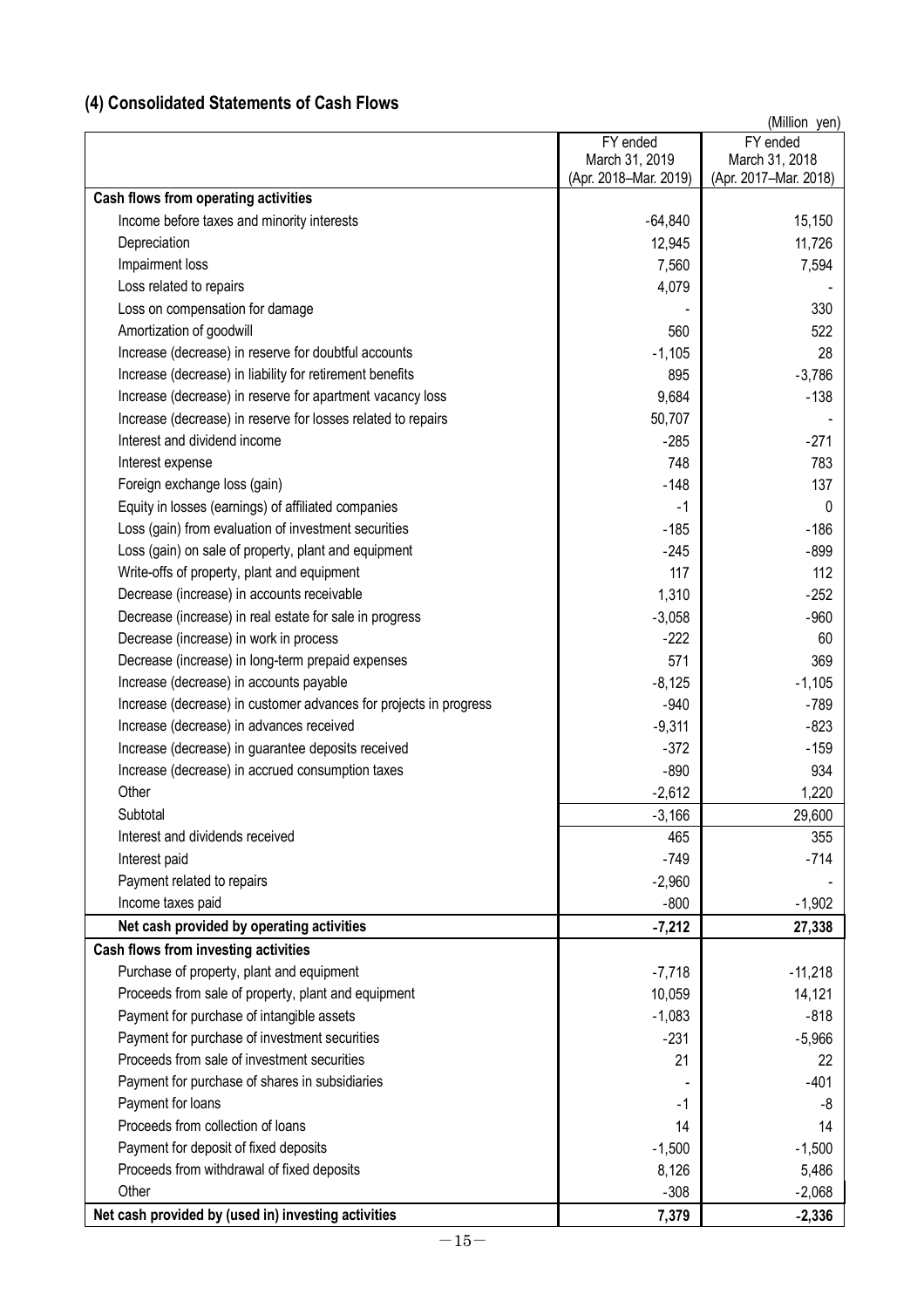## (4) Consolidated Statements of Cash Flows

(Million yen)

| | FY ended March 31, 2019 (Apr. 2018–Mar. 2019) | FY ended March 31, 2018 (Apr. 2017–Mar. 2018) |
|---|---|---|
| **Cash flows from operating activities** | | |
| Income before taxes and minority interests | -64,840 | 15,150 |
| Depreciation | 12,945 | 11,726 |
| Impairment loss | 7,560 | 7,594 |
| Loss related to repairs | 4,079 | - |
| Loss on compensation for damage | - | 330 |
| Amortization of goodwill | 560 | 522 |
| Increase (decrease) in reserve for doubtful accounts | -1,105 | 28 |
| Increase (decrease) in liability for retirement benefits | 895 | -3,786 |
| Increase (decrease) in reserve for apartment vacancy loss | 9,684 | -138 |
| Increase (decrease) in reserve for losses related to repairs | 50,707 | - |
| Interest and dividend income | -285 | -271 |
| Interest expense | 748 | 783 |
| Foreign exchange loss (gain) | -148 | 137 |
| Equity in losses (earnings) of affiliated companies | -1 | 0 |
| Loss (gain) from evaluation of investment securities | -185 | -186 |
| Loss (gain) on sale of property, plant and equipment | -245 | -899 |
| Write-offs of property, plant and equipment | 117 | 112 |
| Decrease (increase) in accounts receivable | 1,310 | -252 |
| Decrease (increase) in real estate for sale in progress | -3,058 | -960 |
| Decrease (increase) in work in process | -222 | 60 |
| Decrease (increase) in long-term prepaid expenses | 571 | 369 |
| Increase (decrease) in accounts payable | -8,125 | -1,105 |
| Increase (decrease) in customer advances for projects in progress | -940 | -789 |
| Increase (decrease) in advances received | -9,311 | -823 |
| Increase (decrease) in guarantee deposits received | -372 | -159 |
| Increase (decrease) in accrued consumption taxes | -890 | 934 |
| Other | -2,612 | 1,220 |
| Subtotal | -3,166 | 29,600 |
| Interest and dividends received | 465 | 355 |
| Interest paid | -749 | -714 |
| Payment related to repairs | -2,960 | - |
| Income taxes paid | -800 | -1,902 |
| **Net cash provided by operating activities** | **-7,212** | **27,338** |
| **Cash flows from investing activities** | | |
| Purchase of property, plant and equipment | -7,718 | -11,218 |
| Proceeds from sale of property, plant and equipment | 10,059 | 14,121 |
| Payment for purchase of intangible assets | -1,083 | -818 |
| Payment for purchase of investment securities | -231 | -5,966 |
| Proceeds from sale of investment securities | 21 | 22 |
| Payment for purchase of shares in subsidiaries | - | -401 |
| Payment for loans | -1 | -8 |
| Proceeds from collection of loans | 14 | 14 |
| Payment for deposit of fixed deposits | -1,500 | -1,500 |
| Proceeds from withdrawal of fixed deposits | 8,126 | 5,486 |
| Other | -308 | -2,068 |
| **Net cash provided by (used in) investing activities** | **7,379** | **-2,336** |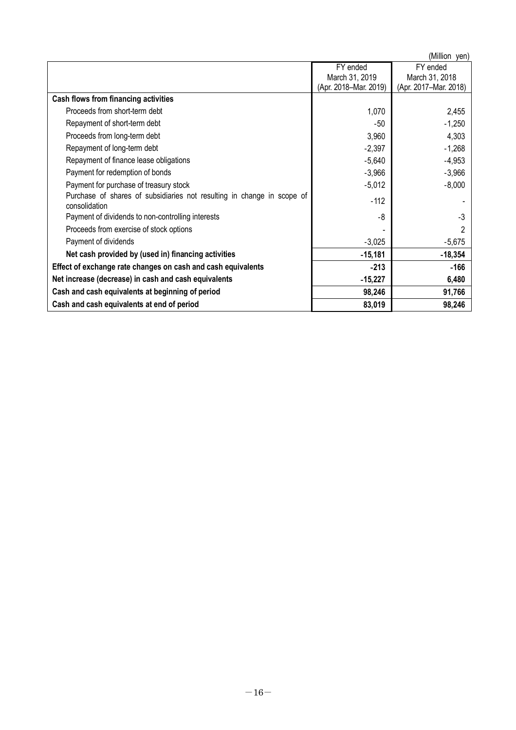(Million yen)

| | FY ended March 31, 2019 (Apr. 2018–Mar. 2019) | FY ended March 31, 2018 (Apr. 2017–Mar. 2018) |
|---|---|---|
| **Cash flows from financing activities** | | |
| Proceeds from short-term debt | 1,070 | 2,455 |
| Repayment of short-term debt | -50 | -1,250 |
| Proceeds from long-term debt | 3,960 | 4,303 |
| Repayment of long-term debt | -2,397 | -1,268 |
| Repayment of finance lease obligations | -5,640 | -4,953 |
| Payment for redemption of bonds | -3,966 | -3,966 |
| Payment for purchase of treasury stock | -5,012 | -8,000 |
| Purchase of shares of subsidiaries not resulting in change in scope of consolidation | -112 | - |
| Payment of dividends to non-controlling interests | -8 | -3 |
| Proceeds from exercise of stock options | - | 2 |
| Payment of dividends | -3,025 | -5,675 |
| **Net cash provided by (used in) financing activities** | **-15,181** | **-18,354** |
| **Effect of exchange rate changes on cash and cash equivalents** | **-213** | **-166** |
| **Net increase (decrease) in cash and cash equivalents** | **-15,227** | **6,480** |
| **Cash and cash equivalents at beginning of period** | **98,246** | **91,766** |
| **Cash and cash equivalents at end of period** | **83,019** | **98,246** |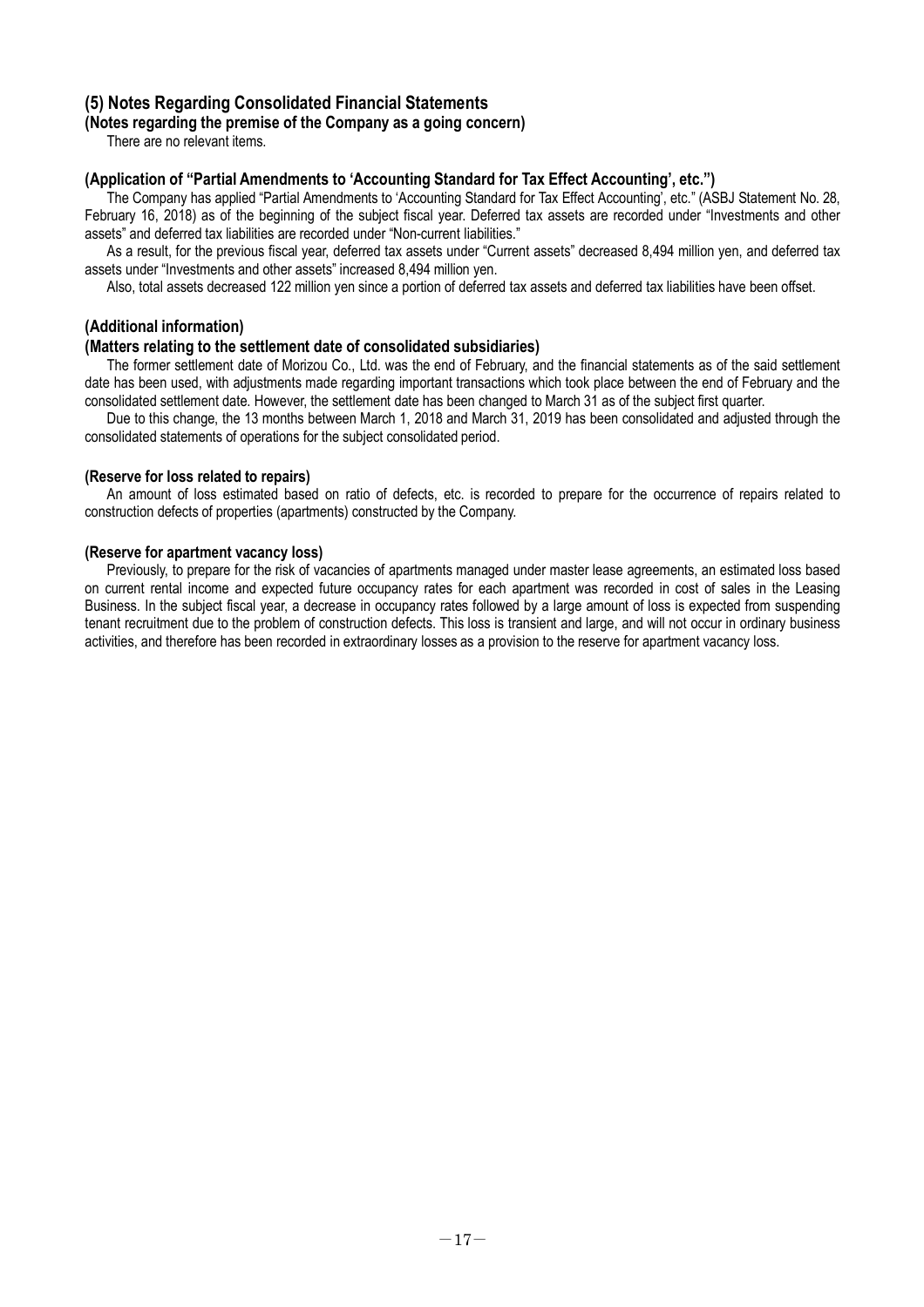## (5) Notes Regarding Consolidated Financial Statements

### (Notes regarding the premise of the Company as a going concern)

There are no relevant items.

### (Application of "Partial Amendments to 'Accounting Standard for Tax Effect Accounting', etc.")

The Company has applied "Partial Amendments to 'Accounting Standard for Tax Effect Accounting', etc." (ASBJ Statement No. 28, February 16, 2018) as of the beginning of the subject fiscal year. Deferred tax assets are recorded under "Investments and other assets" and deferred tax liabilities are recorded under "Non-current liabilities."

As a result, for the previous fiscal year, deferred tax assets under "Current assets" decreased 8,494 million yen, and deferred tax assets under "Investments and other assets" increased 8,494 million yen.

Also, total assets decreased 122 million yen since a portion of deferred tax assets and deferred tax liabilities have been offset.

### (Additional information)

### (Matters relating to the settlement date of consolidated subsidiaries)

The former settlement date of Morizou Co., Ltd. was the end of February, and the financial statements as of the said settlement date has been used, with adjustments made regarding important transactions which took place between the end of February and the consolidated settlement date. However, the settlement date has been changed to March 31 as of the subject first quarter.

Due to this change, the 13 months between March 1, 2018 and March 31, 2019 has been consolidated and adjusted through the consolidated statements of operations for the subject consolidated period.

### (Reserve for loss related to repairs)

An amount of loss estimated based on ratio of defects, etc. is recorded to prepare for the occurrence of repairs related to construction defects of properties (apartments) constructed by the Company.

### (Reserve for apartment vacancy loss)

Previously, to prepare for the risk of vacancies of apartments managed under master lease agreements, an estimated loss based on current rental income and expected future occupancy rates for each apartment was recorded in cost of sales in the Leasing Business. In the subject fiscal year, a decrease in occupancy rates followed by a large amount of loss is expected from suspending tenant recruitment due to the problem of construction defects. This loss is transient and large, and will not occur in ordinary business activities, and therefore has been recorded in extraordinary losses as a provision to the reserve for apartment vacancy loss.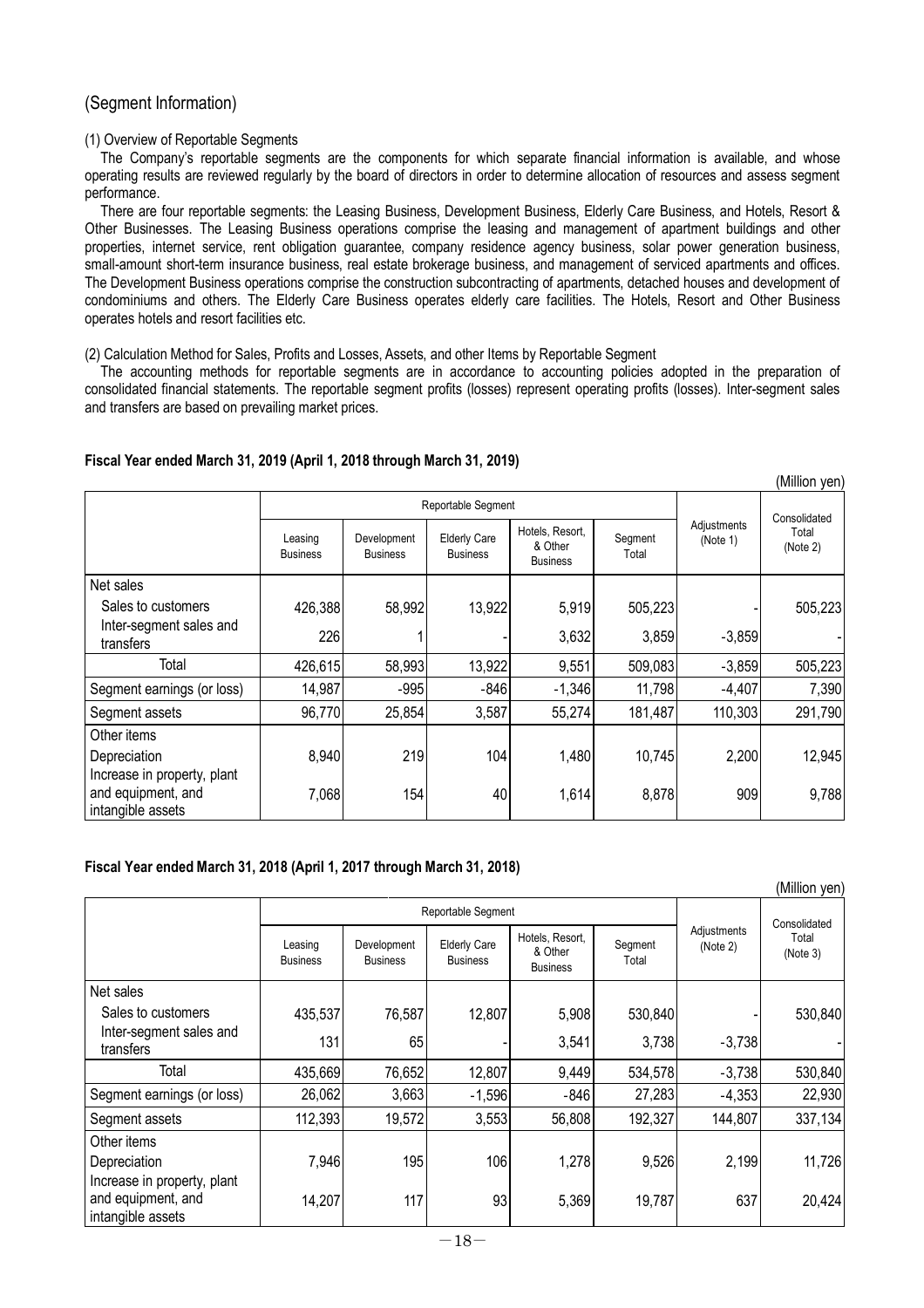## (Segment Information)

(1) Overview of Reportable Segments

The Company's reportable segments are the components for which separate financial information is available, and whose operating results are reviewed regularly by the board of directors in order to determine allocation of resources and assess segment performance.

There are four reportable segments: the Leasing Business, Development Business, Elderly Care Business, and Hotels, Resort & Other Businesses. The Leasing Business operations comprise the leasing and management of apartment buildings and other properties, internet service, rent obligation guarantee, company residence agency business, solar power generation business, small-amount short-term insurance business, real estate brokerage business, and management of serviced apartments and offices. The Development Business operations comprise the construction subcontracting of apartments, detached houses and development of condominiums and others. The Elderly Care Business operates elderly care facilities. The Hotels, Resort and Other Business operates hotels and resort facilities etc.

(2) Calculation Method for Sales, Profits and Losses, Assets, and other Items by Reportable Segment

The accounting methods for reportable segments are in accordance to accounting policies adopted in the preparation of consolidated financial statements. The reportable segment profits (losses) represent operating profits (losses). Inter-segment sales and transfers are based on prevailing market prices.

**Fiscal Year ended March 31, 2019 (April 1, 2018 through March 31, 2019)**

(Million yen)

| | Reportable Segment | | | | | Adjustments (Note 1) | Consolidated Total (Note 2) |
|---|---|---|---|---|---|---|---|
| | Leasing Business | Development Business | Elderly Care Business | Hotels, Resort, & Other Business | Segment Total | | |
| Net sales | | | | | | | |
| Sales to customers | 426,388 | 58,992 | 13,922 | 5,919 | 505,223 | - | 505,223 |
| Inter-segment sales and transfers | 226 | 1 | - | 3,632 | 3,859 | -3,859 | - |
| Total | 426,615 | 58,993 | 13,922 | 9,551 | 509,083 | -3,859 | 505,223 |
| Segment earnings (or loss) | 14,987 | -995 | -846 | -1,346 | 11,798 | -4,407 | 7,390 |
| Segment assets | 96,770 | 25,854 | 3,587 | 55,274 | 181,487 | 110,303 | 291,790 |
| Other items | | | | | | | |
| Depreciation | 8,940 | 219 | 104 | 1,480 | 10,745 | 2,200 | 12,945 |
| Increase in property, plant and equipment, and intangible assets | 7,068 | 154 | 40 | 1,614 | 8,878 | 909 | 9,788 |

**Fiscal Year ended March 31, 2018 (April 1, 2017 through March 31, 2018)**

(Million yen)

| | Reportable Segment | | | | | Adjustments (Note 2) | Consolidated Total (Note 3) |
|---|---|---|---|---|---|---|---|
| | Leasing Business | Development Business | Elderly Care Business | Hotels, Resort, & Other Business | Segment Total | | |
| Net sales | | | | | | | |
| Sales to customers | 435,537 | 76,587 | 12,807 | 5,908 | 530,840 | - | 530,840 |
| Inter-segment sales and transfers | 131 | 65 | - | 3,541 | 3,738 | -3,738 | - |
| Total | 435,669 | 76,652 | 12,807 | 9,449 | 534,578 | -3,738 | 530,840 |
| Segment earnings (or loss) | 26,062 | 3,663 | -1,596 | -846 | 27,283 | -4,353 | 22,930 |
| Segment assets | 112,393 | 19,572 | 3,553 | 56,808 | 192,327 | 144,807 | 337,134 |
| Other items | | | | | | | |
| Depreciation | 7,946 | 195 | 106 | 1,278 | 9,526 | 2,199 | 11,726 |
| Increase in property, plant and equipment, and intangible assets | 14,207 | 117 | 93 | 5,369 | 19,787 | 637 | 20,424 |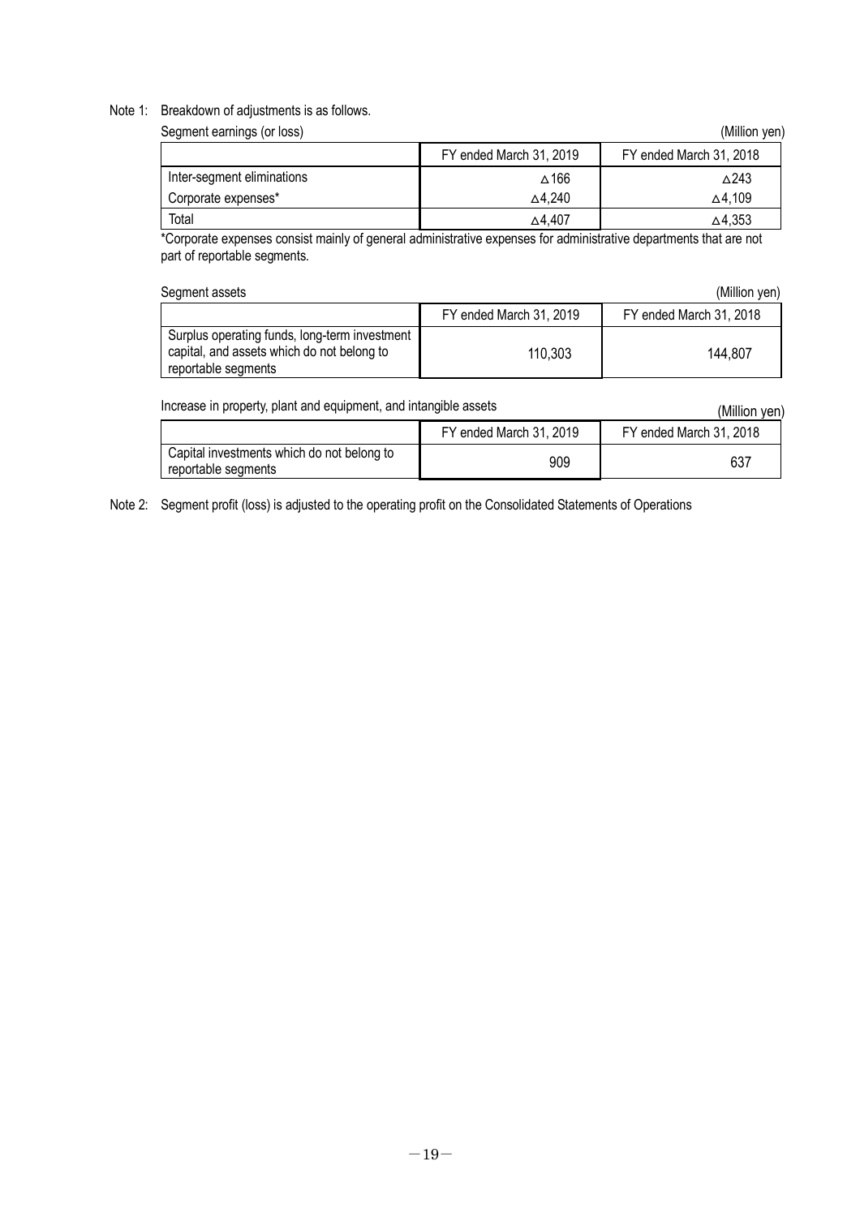Note 1: Breakdown of adjustments is as follows.

Segment earnings (or loss) (Million yen)

| | FY ended March 31, 2019 | FY ended March 31, 2018 |
|---|---|---|
| Inter-segment eliminations | △166 | △243 |
| Corporate expenses* | △4,240 | △4,109 |
| Total | △4,407 | △4,353 |

*Corporate expenses consist mainly of general administrative expenses for administrative departments that are not part of reportable segments.

Segment assets (Million yen)

| | FY ended March 31, 2019 | FY ended March 31, 2018 |
|---|---|---|
| Surplus operating funds, long-term investment capital, and assets which do not belong to reportable segments | 110,303 | 144,807 |

Increase in property, plant and equipment, and intangible assets (Million yen)

| | FY ended March 31, 2019 | FY ended March 31, 2018 |
|---|---|---|
| Capital investments which do not belong to reportable segments | 909 | 637 |

Note 2: Segment profit (loss) is adjusted to the operating profit on the Consolidated Statements of Operations